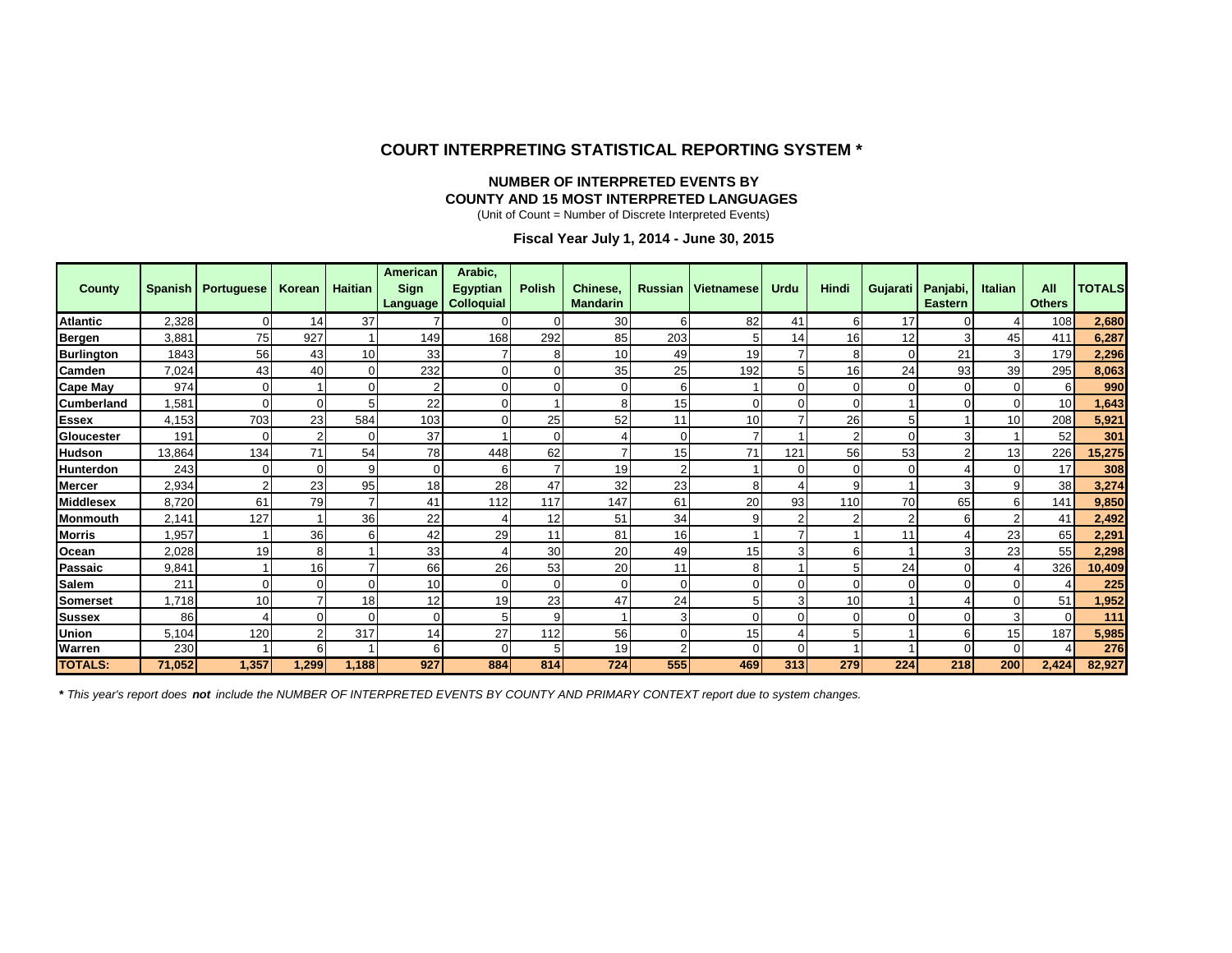# COURT INTERPRETING STATISTICAL REPORTING SYSTEM *

### NUMBER OF INTERPRETED EVENTS BY
### COUNTY AND 15 MOST INTERPRETED LANGUAGES

(Unit of Count = Number of Discrete Interpreted Events)

**Fiscal Year July 1, 2014 - June 30, 2015**

| County | Spanish | Portuguese | Korean | Haitian | American Sign Language | Arabic, Egyptian Colloquial | Polish | Chinese, Mandarin | Russian | Vietnamese | Urdu | Hindi | Gujarati | Panjabi, Eastern | Italian | All Others | TOTALS |
|---|---|---|---|---|---|---|---|---|---|---|---|---|---|---|---|---|---|
| **Atlantic** | 2,328 | 0 | 14 | 37 | 7 | 0 | 0 | 30 | 6 | 82 | 41 | 6 | 17 | 0 | 4 | 108 | **2,680** |
| **Bergen** | 3,881 | 75 | 927 | 1 | 149 | 168 | 292 | 85 | 203 | 5 | 14 | 16 | 12 | 3 | 45 | 411 | **6,287** |
| **Burlington** | 1843 | 56 | 43 | 10 | 33 | 7 | 8 | 10 | 49 | 19 | 7 | 8 | 0 | 21 | 3 | 179 | **2,296** |
| **Camden** | 7,024 | 43 | 40 | 0 | 232 | 0 | 0 | 35 | 25 | 192 | 5 | 16 | 24 | 93 | 39 | 295 | **8,063** |
| **Cape May** | 974 | 0 | 1 | 0 | 2 | 0 | 0 | 0 | 6 | 1 | 0 | 0 | 0 | 0 | 0 | 6 | **990** |
| **Cumberland** | 1,581 | 0 | 0 | 5 | 22 | 0 | 1 | 8 | 15 | 0 | 0 | 0 | 1 | 0 | 0 | 10 | **1,643** |
| **Essex** | 4,153 | 703 | 23 | 584 | 103 | 0 | 25 | 52 | 11 | 10 | 7 | 26 | 5 | 1 | 10 | 208 | **5,921** |
| **Gloucester** | 191 | 0 | 2 | 0 | 37 | 1 | 0 | 4 | 0 | 7 | 1 | 2 | 0 | 3 | 1 | 52 | **301** |
| **Hudson** | 13,864 | 134 | 71 | 54 | 78 | 448 | 62 | 7 | 15 | 71 | 121 | 56 | 53 | 2 | 13 | 226 | **15,275** |
| **Hunterdon** | 243 | 0 | 0 | 9 | 0 | 6 | 7 | 19 | 2 | 1 | 0 | 0 | 0 | 4 | 0 | 17 | **308** |
| **Mercer** | 2,934 | 2 | 23 | 95 | 18 | 28 | 47 | 32 | 23 | 8 | 4 | 9 | 1 | 3 | 9 | 38 | **3,274** |
| **Middlesex** | 8,720 | 61 | 79 | 7 | 41 | 112 | 117 | 147 | 61 | 20 | 93 | 110 | 70 | 65 | 6 | 141 | **9,850** |
| **Monmouth** | 2,141 | 127 | 1 | 36 | 22 | 4 | 12 | 51 | 34 | 9 | 2 | 2 | 2 | 6 | 2 | 41 | **2,492** |
| **Morris** | 1,957 | 1 | 36 | 6 | 42 | 29 | 11 | 81 | 16 | 1 | 7 | 1 | 11 | 4 | 23 | 65 | **2,291** |
| **Ocean** | 2,028 | 19 | 8 | 1 | 33 | 4 | 30 | 20 | 49 | 15 | 3 | 6 | 1 | 3 | 23 | 55 | **2,298** |
| **Passaic** | 9,841 | 1 | 16 | 7 | 66 | 26 | 53 | 20 | 11 | 8 | 1 | 5 | 24 | 0 | 4 | 326 | **10,409** |
| **Salem** | 211 | 0 | 0 | 0 | 10 | 0 | 0 | 0 | 0 | 0 | 0 | 0 | 0 | 0 | 0 | 4 | **225** |
| **Somerset** | 1,718 | 10 | 7 | 18 | 12 | 19 | 23 | 47 | 24 | 5 | 3 | 10 | 1 | 4 | 0 | 51 | **1,952** |
| **Sussex** | 86 | 4 | 0 | 0 | 0 | 5 | 9 | 1 | 3 | 0 | 0 | 0 | 0 | 0 | 3 | 0 | **111** |
| **Union** | 5,104 | 120 | 2 | 317 | 14 | 27 | 112 | 56 | 0 | 15 | 4 | 5 | 1 | 6 | 15 | 187 | **5,985** |
| **Warren** | 230 | 1 | 6 | 1 | 6 | 0 | 5 | 19 | 2 | 0 | 0 | 1 | 1 | 0 | 0 | 4 | **276** |
| **TOTALS:** | **71,052** | **1,357** | **1,299** | **1,188** | **927** | **884** | **814** | **724** | **555** | **469** | **313** | **279** | **224** | **218** | **200** | **2,424** | **82,927** |

*** *This year's report does* ***not*** *include the NUMBER OF INTERPRETED EVENTS BY COUNTY AND PRIMARY CONTEXT report due to system changes.*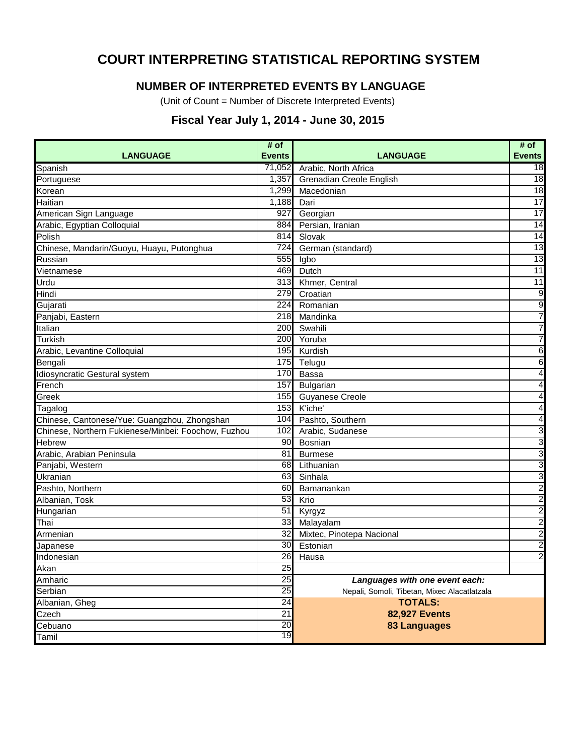# COURT INTERPRETING STATISTICAL REPORTING SYSTEM

## NUMBER OF INTERPRETED EVENTS BY LANGUAGE

(Unit of Count = Number of Discrete Interpreted Events)

## Fiscal Year July 1, 2014 - June 30, 2015

| LANGUAGE | # of Events | LANGUAGE | # of Events |
|---|---|---|---|
| Spanish | 71,052 | Arabic, North Africa | 18 |
| Portuguese | 1,357 | Grenadian Creole English | 18 |
| Korean | 1,299 | Macedonian | 18 |
| Haitian | 1,188 | Dari | 17 |
| American Sign Language | 927 | Georgian | 17 |
| Arabic, Egyptian Colloquial | 884 | Persian, Iranian | 14 |
| Polish | 814 | Slovak | 14 |
| Chinese, Mandarin/Guoyu, Huayu, Putonghua | 724 | German (standard) | 13 |
| Russian | 555 | Igbo | 13 |
| Vietnamese | 469 | Dutch | 11 |
| Urdu | 313 | Khmer, Central | 11 |
| Hindi | 279 | Croatian | 9 |
| Gujarati | 224 | Romanian | 9 |
| Panjabi, Eastern | 218 | Mandinka | 7 |
| Italian | 200 | Swahili | 7 |
| Turkish | 200 | Yoruba | 7 |
| Arabic, Levantine Colloquial | 195 | Kurdish | 6 |
| Bengali | 175 | Telugu | 6 |
| Idiosyncratic Gestural system | 170 | Bassa | 4 |
| French | 157 | Bulgarian | 4 |
| Greek | 155 | Guyanese Creole | 4 |
| Tagalog | 153 | K'iche' | 4 |
| Chinese, Cantonese/Yue: Guangzhou, Zhongshan | 104 | Pashto, Southern | 4 |
| Chinese, Northern Fukienese/Minbei: Foochow, Fuzhou | 102 | Arabic, Sudanese | 3 |
| Hebrew | 90 | Bosnian | 3 |
| Arabic, Arabian Peninsula | 81 | Burmese | 3 |
| Panjabi, Western | 68 | Lithuanian | 3 |
| Ukranian | 63 | Sinhala | 3 |
| Pashto, Northern | 60 | Bamanankan | 2 |
| Albanian, Tosk | 53 | Krio | 2 |
| Hungarian | 51 | Kyrgyz | 2 |
| Thai | 33 | Malayalam | 2 |
| Armenian | 32 | Mixtec, Pinotepa Nacional | 2 |
| Japanese | 30 | Estonian | 2 |
| Indonesian | 26 | Hausa | 2 |
| Akan | 25 | | |
| Amharic | 25 | ***Languages with one event each:*** | |
| Serbian | 25 | Nepali, Somoli, Tibetan, Mixec Alacatlatzala | |
| Albanian, Gheg | 24 | **TOTALS:** | |
| Czech | 21 | **82,927 Events** | |
| Cebuano | 20 | **83 Languages** | |
| Tamil | 19 | | |